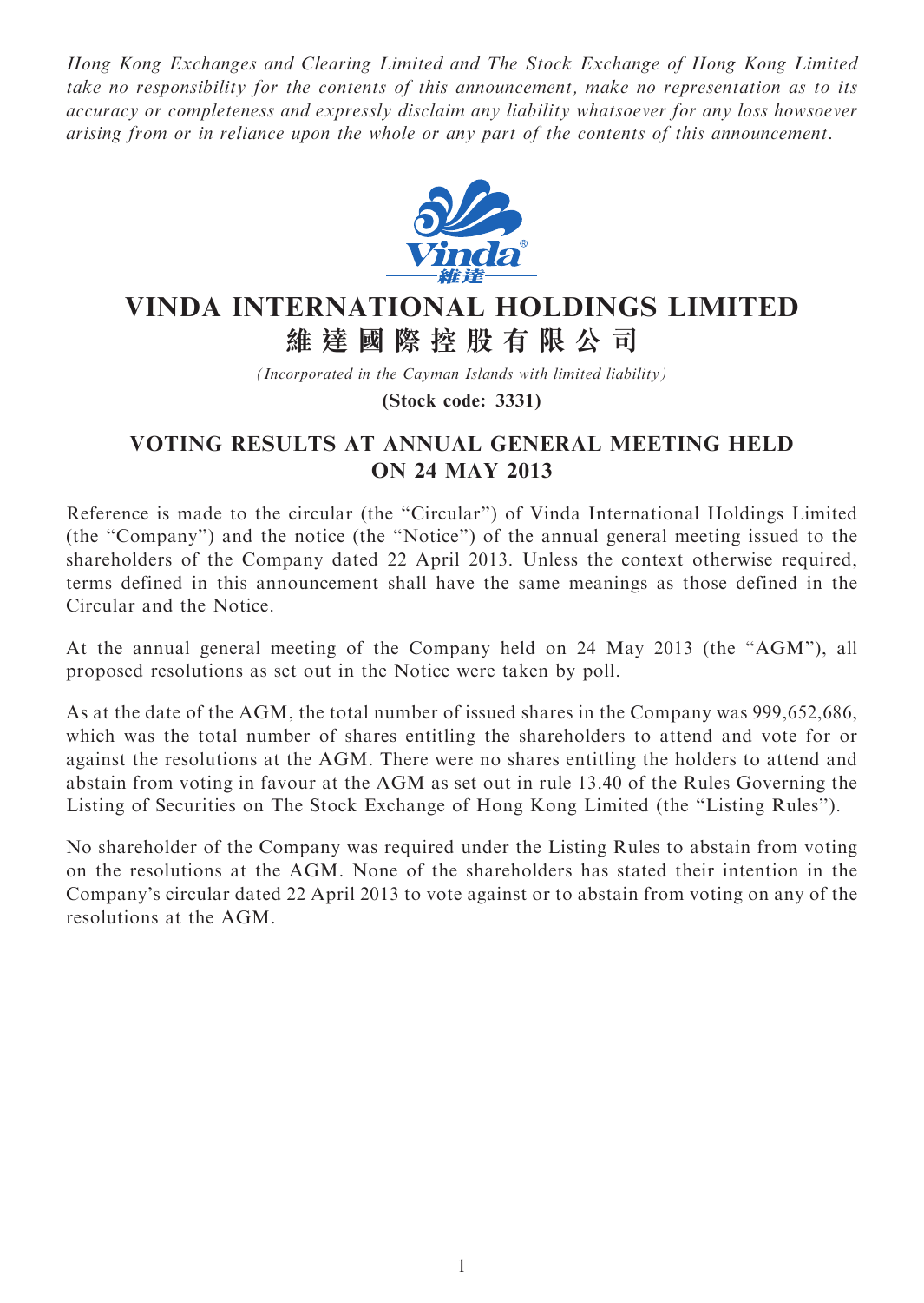*Hong Kong Exchanges and Clearing Limited and The Stock Exchange of Hong Kong Limited take no responsibility for the contents of this announcement, make no representation as to its accuracy or completeness and expressly disclaim any liability whatsoever for any loss howsoever arising from or in reliance upon the whole or any part of the contents of this announcement.*

# VINDA INTERNATIONAL HOLDINGS LIMITED
# 維 達 國 際 控 股 有 限 公 司

*(Incorporated in the Cayman Islands with limited liability)*

**(Stock code: 3331)**

## VOTING RESULTS AT ANNUAL GENERAL MEETING HELD ON 24 MAY 2013

Reference is made to the circular (the "Circular") of Vinda International Holdings Limited (the "Company") and the notice (the "Notice") of the annual general meeting issued to the shareholders of the Company dated 22 April 2013. Unless the context otherwise required, terms defined in this announcement shall have the same meanings as those defined in the Circular and the Notice.

At the annual general meeting of the Company held on 24 May 2013 (the "AGM"), all proposed resolutions as set out in the Notice were taken by poll.

As at the date of the AGM, the total number of issued shares in the Company was 999,652,686, which was the total number of shares entitling the shareholders to attend and vote for or against the resolutions at the AGM. There were no shares entitling the holders to attend and abstain from voting in favour at the AGM as set out in rule 13.40 of the Rules Governing the Listing of Securities on The Stock Exchange of Hong Kong Limited (the "Listing Rules").

No shareholder of the Company was required under the Listing Rules to abstain from voting on the resolutions at the AGM. None of the shareholders has stated their intention in the Company's circular dated 22 April 2013 to vote against or to abstain from voting on any of the resolutions at the AGM.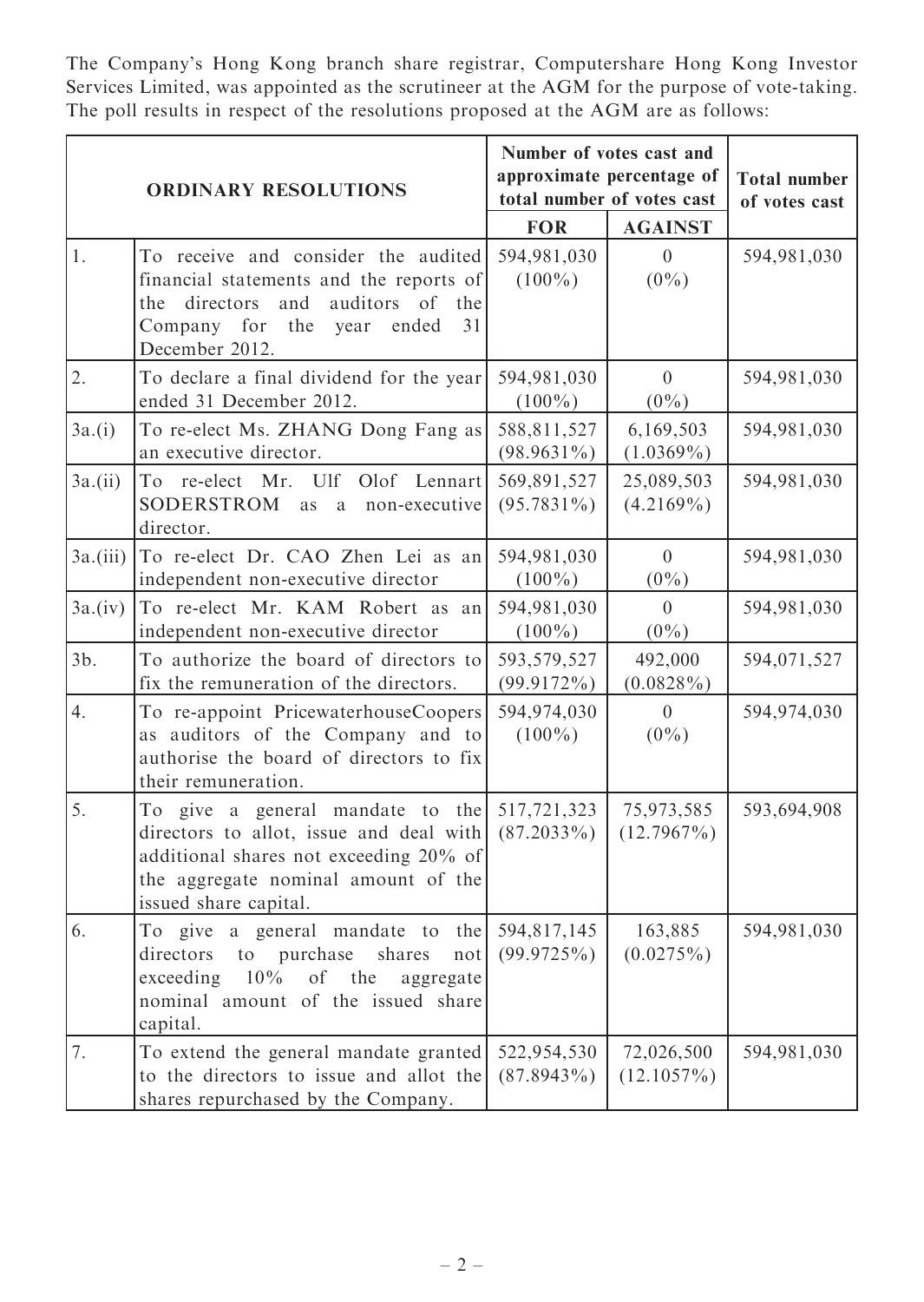The Company's Hong Kong branch share registrar, Computershare Hong Kong Investor Services Limited, was appointed as the scrutineer at the AGM for the purpose of vote-taking. The poll results in respect of the resolutions proposed at the AGM are as follows:

| ORDINARY RESOLUTIONS | | Number of votes cast and approximate percentage of total number of votes cast | | Total number of votes cast |
|---|---|---|---|---|
| | | **FOR** | **AGAINST** | |
| 1. | To receive and consider the audited financial statements and the reports of the directors and auditors of the Company for the year ended 31 December 2012. | 594,981,030 (100%) | 0 (0%) | 594,981,030 |
| 2. | To declare a final dividend for the year ended 31 December 2012. | 594,981,030 (100%) | 0 (0%) | 594,981,030 |
| 3a.(i) | To re-elect Ms. ZHANG Dong Fang as an executive director. | 588,811,527 (98.9631%) | 6,169,503 (1.0369%) | 594,981,030 |
| 3a.(ii) | To re-elect Mr. Ulf Olof Lennart SODERSTROM as a non-executive director. | 569,891,527 (95.7831%) | 25,089,503 (4.2169%) | 594,981,030 |
| 3a.(iii) | To re-elect Dr. CAO Zhen Lei as an independent non-executive director | 594,981,030 (100%) | 0 (0%) | 594,981,030 |
| 3a.(iv) | To re-elect Mr. KAM Robert as an independent non-executive director | 594,981,030 (100%) | 0 (0%) | 594,981,030 |
| 3b. | To authorize the board of directors to fix the remuneration of the directors. | 593,579,527 (99.9172%) | 492,000 (0.0828%) | 594,071,527 |
| 4. | To re-appoint PricewaterhouseCoopers as auditors of the Company and to authorise the board of directors to fix their remuneration. | 594,974,030 (100%) | 0 (0%) | 594,974,030 |
| 5. | To give a general mandate to the directors to allot, issue and deal with additional shares not exceeding 20% of the aggregate nominal amount of the issued share capital. | 517,721,323 (87.2033%) | 75,973,585 (12.7967%) | 593,694,908 |
| 6. | To give a general mandate to the directors to purchase shares not exceeding 10% of the aggregate nominal amount of the issued share capital. | 594,817,145 (99.9725%) | 163,885 (0.0275%) | 594,981,030 |
| 7. | To extend the general mandate granted to the directors to issue and allot the shares repurchased by the Company. | 522,954,530 (87.8943%) | 72,026,500 (12.1057%) | 594,981,030 |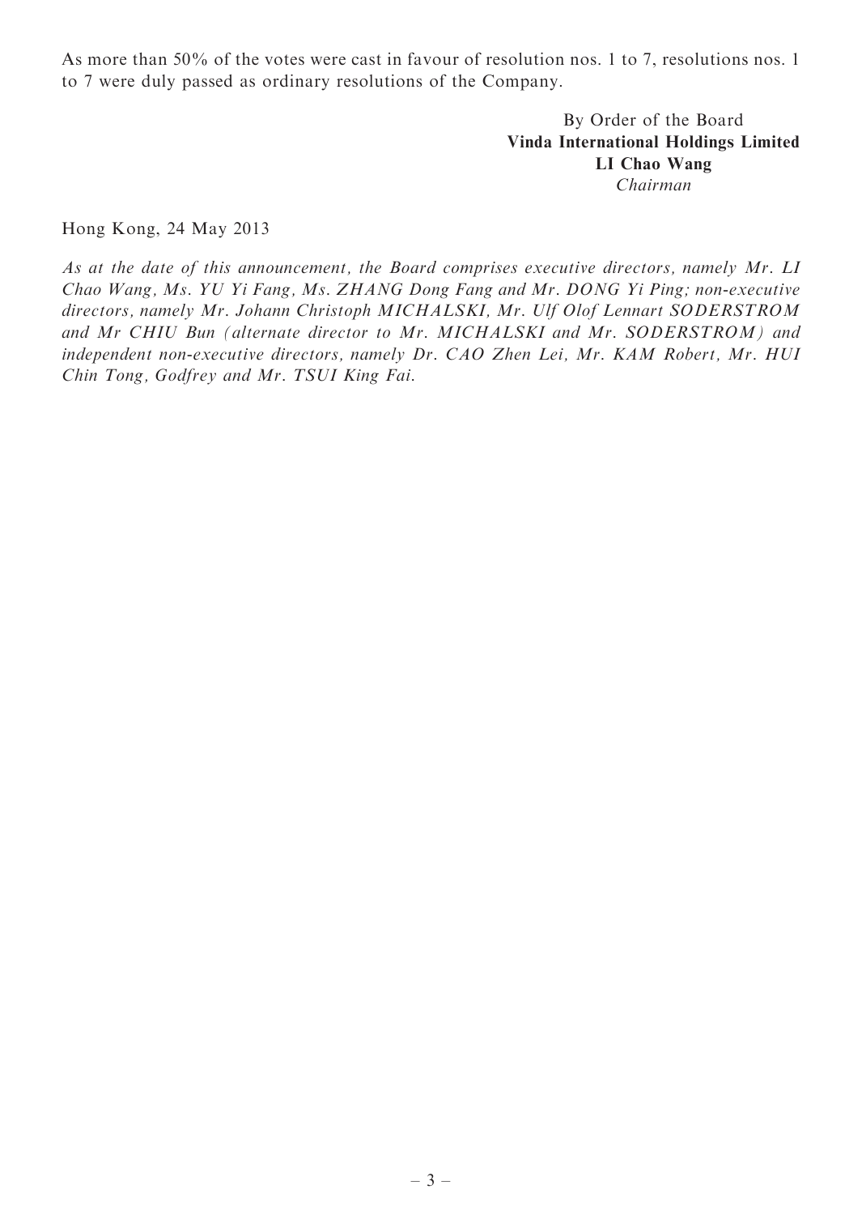As more than 50% of the votes were cast in favour of resolution nos. 1 to 7, resolutions nos. 1 to 7 were duly passed as ordinary resolutions of the Company.

By Order of the Board
**Vinda International Holdings Limited**
**LI Chao Wang**
*Chairman*

Hong Kong, 24 May 2013

*As at the date of this announcement, the Board comprises executive directors, namely Mr. LI Chao Wang, Ms. YU Yi Fang, Ms. ZHANG Dong Fang and Mr. DONG Yi Ping; non-executive directors, namely Mr. Johann Christoph MICHALSKI, Mr. Ulf Olof Lennart SODERSTROM and Mr CHIU Bun (alternate director to Mr. MICHALSKI and Mr. SODERSTROM) and independent non-executive directors, namely Dr. CAO Zhen Lei, Mr. KAM Robert, Mr. HUI Chin Tong, Godfrey and Mr. TSUI King Fai.*